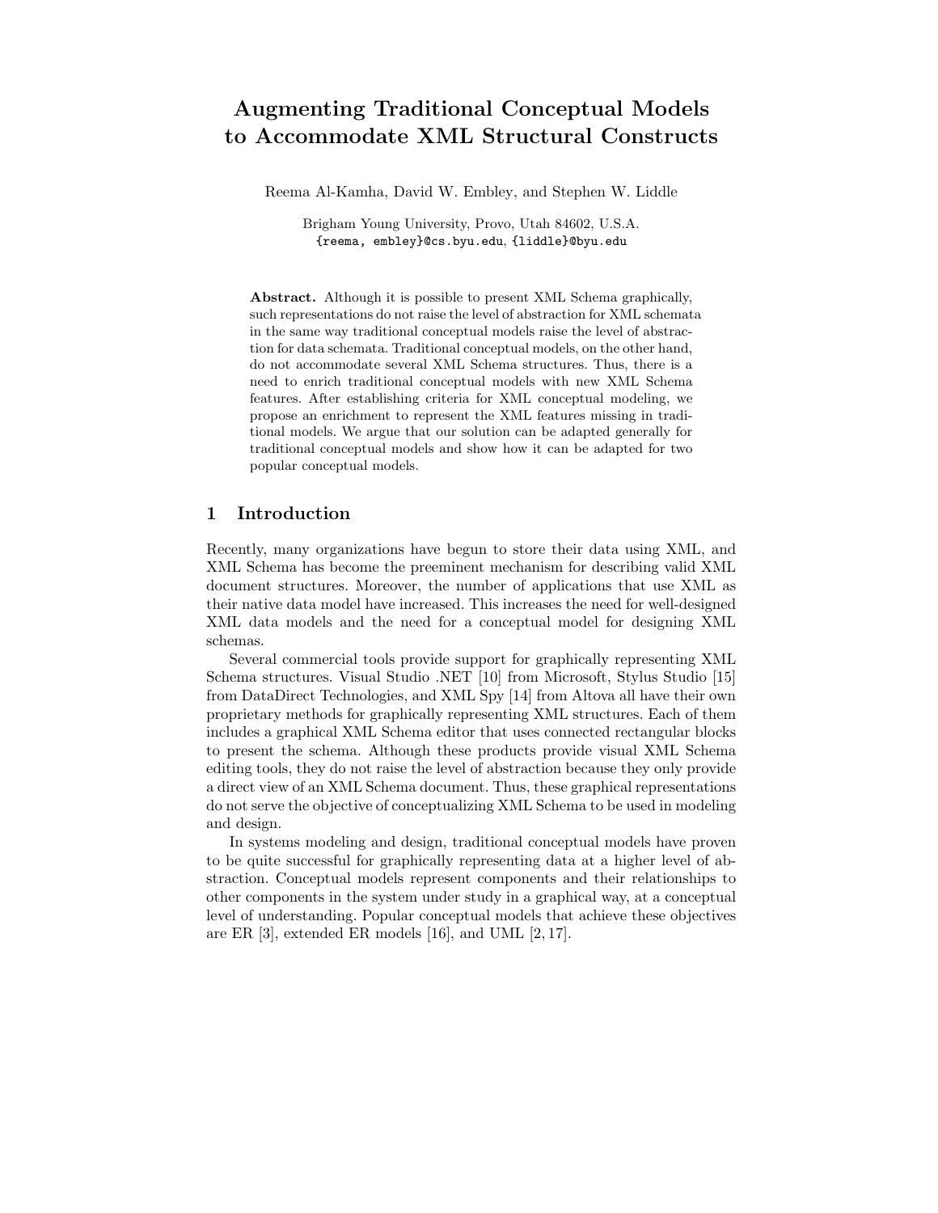# Augmenting Traditional Conceptual Models to Accommodate XML Structural Constructs

Reema Al-Kamha, David W. Embley, and Stephen W. Liddle

Brigham Young University, Provo, Utah 84602, U.S.A.
{reema, embley}@cs.byu.edu, {liddle}@byu.edu

**Abstract.** Although it is possible to present XML Schema graphically, such representations do not raise the level of abstraction for XML schemata in the same way traditional conceptual models raise the level of abstraction for data schemata. Traditional conceptual models, on the other hand, do not accommodate several XML Schema structures. Thus, there is a need to enrich traditional conceptual models with new XML Schema features. After establishing criteria for XML conceptual modeling, we propose an enrichment to represent the XML features missing in traditional models. We argue that our solution can be adapted generally for traditional conceptual models and show how it can be adapted for two popular conceptual models.

## 1 Introduction

Recently, many organizations have begun to store their data using XML, and XML Schema has become the preeminent mechanism for describing valid XML document structures. Moreover, the number of applications that use XML as their native data model have increased. This increases the need for well-designed XML data models and the need for a conceptual model for designing XML schemas.

Several commercial tools provide support for graphically representing XML Schema structures. Visual Studio .NET [10] from Microsoft, Stylus Studio [15] from DataDirect Technologies, and XML Spy [14] from Altova all have their own proprietary methods for graphically representing XML structures. Each of them includes a graphical XML Schema editor that uses connected rectangular blocks to present the schema. Although these products provide visual XML Schema editing tools, they do not raise the level of abstraction because they only provide a direct view of an XML Schema document. Thus, these graphical representations do not serve the objective of conceptualizing XML Schema to be used in modeling and design.

In systems modeling and design, traditional conceptual models have proven to be quite successful for graphically representing data at a higher level of abstraction. Conceptual models represent components and their relationships to other components in the system under study in a graphical way, at a conceptual level of understanding. Popular conceptual models that achieve these objectives are ER [3], extended ER models [16], and UML [2, 17].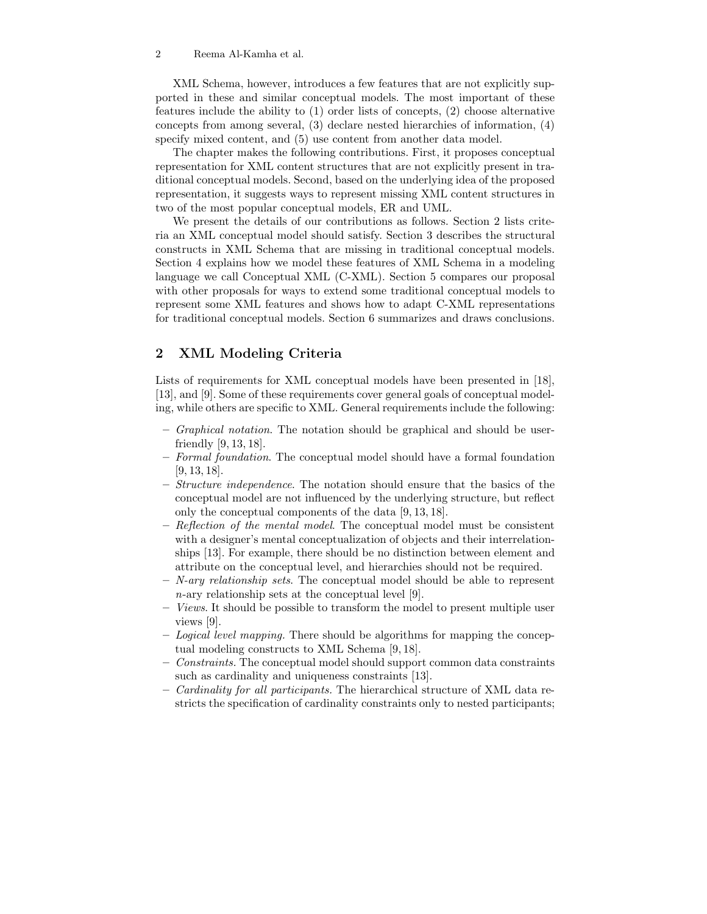XML Schema, however, introduces a few features that are not explicitly supported in these and similar conceptual models. The most important of these features include the ability to (1) order lists of concepts, (2) choose alternative concepts from among several, (3) declare nested hierarchies of information, (4) specify mixed content, and (5) use content from another data model.

The chapter makes the following contributions. First, it proposes conceptual representation for XML content structures that are not explicitly present in traditional conceptual models. Second, based on the underlying idea of the proposed representation, it suggests ways to represent missing XML content structures in two of the most popular conceptual models, ER and UML.

We present the details of our contributions as follows. Section 2 lists criteria an XML conceptual model should satisfy. Section 3 describes the structural constructs in XML Schema that are missing in traditional conceptual models. Section 4 explains how we model these features of XML Schema in a modeling language we call Conceptual XML (C-XML). Section 5 compares our proposal with other proposals for ways to extend some traditional conceptual models to represent some XML features and shows how to adapt C-XML representations for traditional conceptual models. Section 6 summarizes and draws conclusions.

## 2 XML Modeling Criteria

Lists of requirements for XML conceptual models have been presented in [18], [13], and [9]. Some of these requirements cover general goals of conceptual modeling, while others are specific to XML. General requirements include the following:

- *Graphical notation*. The notation should be graphical and should be user-friendly [9, 13, 18].
- *Formal foundation*. The conceptual model should have a formal foundation [9, 13, 18].
- *Structure independence*. The notation should ensure that the basics of the conceptual model are not influenced by the underlying structure, but reflect only the conceptual components of the data [9, 13, 18].
- *Reflection of the mental model*. The conceptual model must be consistent with a designer's mental conceptualization of objects and their interrelationships [13]. For example, there should be no distinction between element and attribute on the conceptual level, and hierarchies should not be required.
- *N-ary relationship sets*. The conceptual model should be able to represent $n$-ary relationship sets at the conceptual level [9].
- *Views*. It should be possible to transform the model to present multiple user views [9].
- *Logical level mapping.* There should be algorithms for mapping the conceptual modeling constructs to XML Schema [9, 18].
- *Constraints*. The conceptual model should support common data constraints such as cardinality and uniqueness constraints [13].
- *Cardinality for all participants.* The hierarchical structure of XML data restricts the specification of cardinality constraints only to nested participants;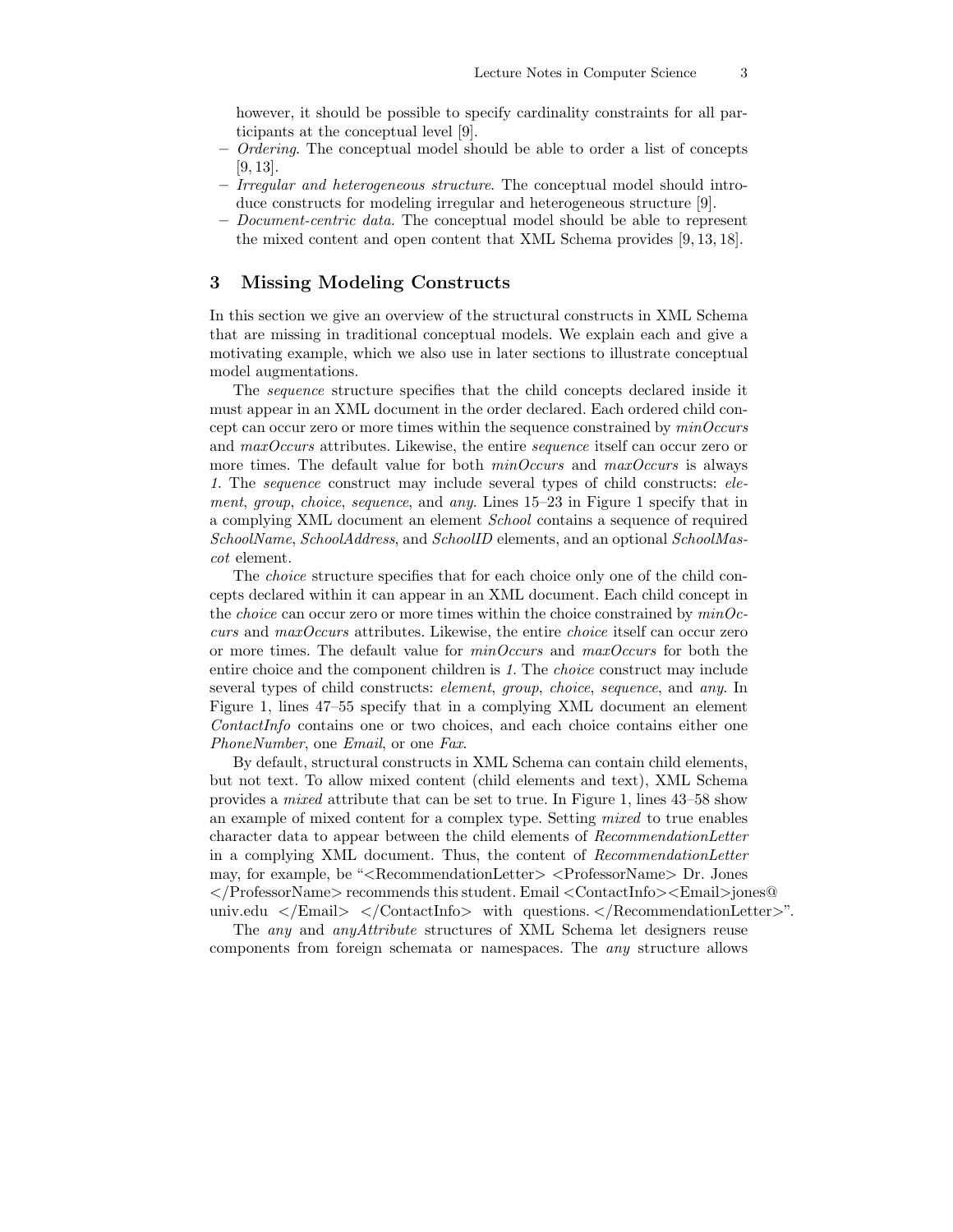however, it should be possible to specify cardinality constraints for all participants at the conceptual level [9].

- *Ordering*. The conceptual model should be able to order a list of concepts [9, 13].
- *Irregular and heterogeneous structure*. The conceptual model should introduce constructs for modeling irregular and heterogeneous structure [9].
- *Document-centric data.* The conceptual model should be able to represent the mixed content and open content that XML Schema provides [9, 13, 18].

## 3 Missing Modeling Constructs

In this section we give an overview of the structural constructs in XML Schema that are missing in traditional conceptual models. We explain each and give a motivating example, which we also use in later sections to illustrate conceptual model augmentations.

The *sequence* structure specifies that the child concepts declared inside it must appear in an XML document in the order declared. Each ordered child concept can occur zero or more times within the sequence constrained by *minOccurs* and *maxOccurs* attributes. Likewise, the entire *sequence* itself can occur zero or more times. The default value for both *minOccurs* and *maxOccurs* is always *1*. The *sequence* construct may include several types of child constructs: *element*, *group*, *choice*, *sequence*, and *any*. Lines 15–23 in Figure 1 specify that in a complying XML document an element *School* contains a sequence of required *SchoolName*, *SchoolAddress*, and *SchoolID* elements, and an optional *SchoolMascot* element.

The *choice* structure specifies that for each choice only one of the child concepts declared within it can appear in an XML document. Each child concept in the *choice* can occur zero or more times within the choice constrained by *minOccurs* and *maxOccurs* attributes. Likewise, the entire *choice* itself can occur zero or more times. The default value for *minOccurs* and *maxOccurs* for both the entire choice and the component children is *1*. The *choice* construct may include several types of child constructs: *element*, *group*, *choice*, *sequence*, and *any*. In Figure 1, lines 47–55 specify that in a complying XML document an element *ContactInfo* contains one or two choices, and each choice contains either one *PhoneNumber*, one *Email*, or one *Fax*.

By default, structural constructs in XML Schema can contain child elements, but not text. To allow mixed content (child elements and text), XML Schema provides a *mixed* attribute that can be set to true. In Figure 1, lines 43–58 show an example of mixed content for a complex type. Setting *mixed* to true enables character data to appear between the child elements of *RecommendationLetter* in a complying XML document. Thus, the content of *RecommendationLetter* may, for example, be "<RecommendationLetter> <ProfessorName> Dr. Jones </ProfessorName> recommends this student. Email <ContactInfo><Email>jones@univ.edu </Email> </ContactInfo> with questions. </RecommendationLetter>".

The *any* and *anyAttribute* structures of XML Schema let designers reuse components from foreign schemata or namespaces. The *any* structure allows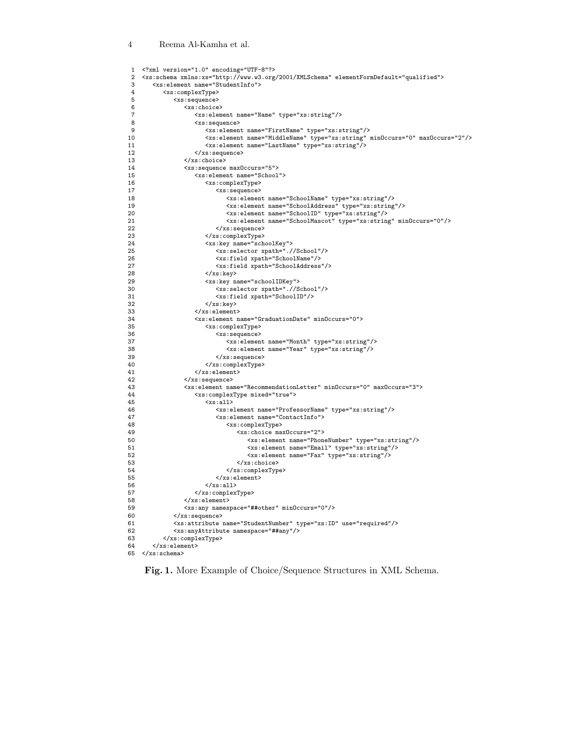```
1  <?xml version="1.0" encoding="UTF-8"?>
2  <xs:schema xmlns:xs="http://www.w3.org/2001/XMLSchema" elementFormDefault="qualified">
3     <xs:element name="StudentInfo">
4        <xs:complexType>
5           <xs:sequence>
6              <xs:choice>
7                 <xs:element name="Name" type="xs:string"/>
8                 <xs:sequence>
9                    <xs:element name="FirstName" type="xs:string"/>
10                   <xs:element name="MiddleName" type="xs:string" minOccurs="0" maxOccurs="2"/>
11                   <xs:element name="LastName" type="xs:string"/>
12                </xs:sequence>
13             </xs:choice>
14             <xs:sequence maxOccurs="5">
15                <xs:element name="School">
16                   <xs:complexType>
17                      <xs:sequence>
18                         <xs:element name="SchoolName" type="xs:string"/>
19                         <xs:element name="SchoolAddress" type="xs:string"/>
20                         <xs:element name="SchoolID" type="xs:string"/>
21                         <xs:element name="SchoolMascot" type="xs:string" minOccurs="0"/>
22                      </xs:sequence>
23                   </xs:complexType>
24                   <xs:key name="schoolKey">
25                      <xs:selector xpath=".//School"/>
26                      <xs:field xpath="SchoolName"/>
27                      <xs:field xpath="SchoolAddress"/>
28                   </xs:key>
29                   <xs:key name="schoolIDKey">
30                      <xs:selector xpath=".//School"/>
31                      <xs:field xpath="SchoolID"/>
32                   </xs:key>
33                </xs:element>
34                <xs:element name="GraduationDate" minOccurs="0">
35                   <xs:complexType>
36                      <xs:sequence>
37                         <xs:element name="Month" type="xs:string"/>
38                         <xs:element name="Year" type="xs:string"/>
39                      </xs:sequence>
40                   </xs:complexType>
41                </xs:element>
42             </xs:sequence>
43             <xs:element name="RecommendationLetter" minOccurs="0" maxOccurs="3">
44                <xs:complexType mixed="true">
45                   <xs:all>
46                      <xs:element name="ProfessorName" type="xs:string"/>
47                      <xs:element name="ContactInfo">
48                         <xs:complexType>
49                            <xs:choice maxOccurs="2">
50                               <xs:element name="PhoneNumber" type="xs:string"/>
51                               <xs:element name="Email" type="xs:string"/>
52                               <xs:element name="Fax" type="xs:string"/>
53                            </xs:choice>
54                         </xs:complexType>
55                      </xs:element>
56                   </xs:all>
57                </xs:complexType>
58             </xs:element>
59             <xs:any namespace="##other" minOccurs="0"/>
60          </xs:sequence>
61          <xs:attribute name="StudentNumber" type="xs:ID" use="required"/>
62          <xs:anyAttribute namespace="##any"/>
63       </xs:complexType>
64    </xs:element>
65 </xs:schema>
```

**Fig. 1.** More Example of Choice/Sequence Structures in XML Schema.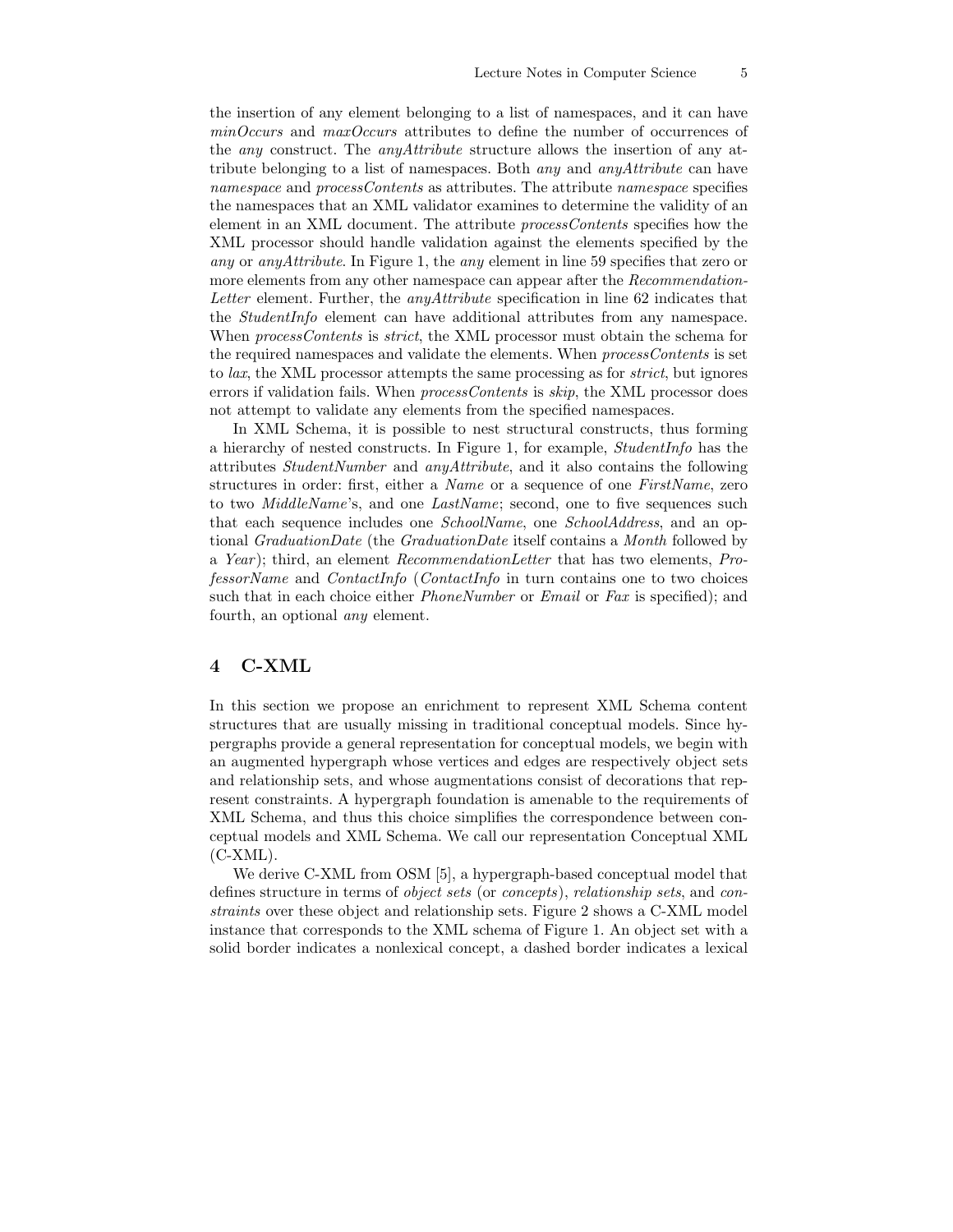the insertion of any element belonging to a list of namespaces, and it can have *minOccurs* and *maxOccurs* attributes to define the number of occurrences of the *any* construct. The *anyAttribute* structure allows the insertion of any attribute belonging to a list of namespaces. Both *any* and *anyAttribute* can have *namespace* and *processContents* as attributes. The attribute *namespace* specifies the namespaces that an XML validator examines to determine the validity of an element in an XML document. The attribute *processContents* specifies how the XML processor should handle validation against the elements specified by the *any* or *anyAttribute*. In Figure 1, the *any* element in line 59 specifies that zero or more elements from any other namespace can appear after the *RecommendationLetter* element. Further, the *anyAttribute* specification in line 62 indicates that the *StudentInfo* element can have additional attributes from any namespace. When *processContents* is *strict*, the XML processor must obtain the schema for the required namespaces and validate the elements. When *processContents* is set to *lax*, the XML processor attempts the same processing as for *strict*, but ignores errors if validation fails. When *processContents* is *skip*, the XML processor does not attempt to validate any elements from the specified namespaces.

In XML Schema, it is possible to nest structural constructs, thus forming a hierarchy of nested constructs. In Figure 1, for example, *StudentInfo* has the attributes *StudentNumber* and *anyAttribute*, and it also contains the following structures in order: first, either a *Name* or a sequence of one *FirstName*, zero to two *MiddleName*'s, and one *LastName*; second, one to five sequences such that each sequence includes one *SchoolName*, one *SchoolAddress*, and an optional *GraduationDate* (the *GraduationDate* itself contains a *Month* followed by a *Year*); third, an element *RecommendationLetter* that has two elements, *ProfessorName* and *ContactInfo* (*ContactInfo* in turn contains one to two choices such that in each choice either *PhoneNumber* or *Email* or *Fax* is specified); and fourth, an optional *any* element.

## 4 C-XML

In this section we propose an enrichment to represent XML Schema content structures that are usually missing in traditional conceptual models. Since hypergraphs provide a general representation for conceptual models, we begin with an augmented hypergraph whose vertices and edges are respectively object sets and relationship sets, and whose augmentations consist of decorations that represent constraints. A hypergraph foundation is amenable to the requirements of XML Schema, and thus this choice simplifies the correspondence between conceptual models and XML Schema. We call our representation Conceptual XML (C-XML).

We derive C-XML from OSM [5], a hypergraph-based conceptual model that defines structure in terms of *object sets* (or *concepts*), *relationship sets*, and *constraints* over these object and relationship sets. Figure 2 shows a C-XML model instance that corresponds to the XML schema of Figure 1. An object set with a solid border indicates a nonlexical concept, a dashed border indicates a lexical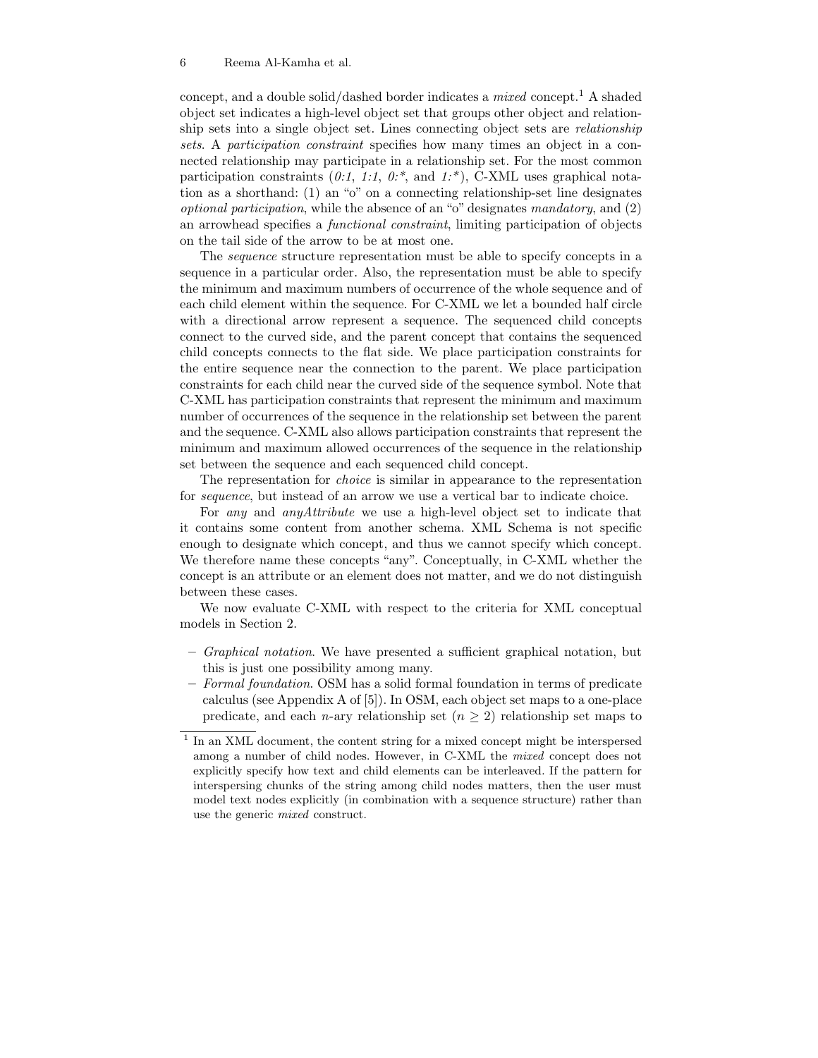concept, and a double solid/dashed border indicates a *mixed* concept.[1] A shaded object set indicates a high-level object set that groups other object and relationship sets into a single object set. Lines connecting object sets are *relationship sets*. A *participation constraint* specifies how many times an object in a connected relationship may participate in a relationship set. For the most common participation constraints (*0:1*, *1:1*, *0:**, and *1:**), C-XML uses graphical notation as a shorthand: (1) an "o" on a connecting relationship-set line designates *optional participation*, while the absence of an "o" designates *mandatory*, and (2) an arrowhead specifies a *functional constraint*, limiting participation of objects on the tail side of the arrow to be at most one.

The *sequence* structure representation must be able to specify concepts in a sequence in a particular order. Also, the representation must be able to specify the minimum and maximum numbers of occurrence of the whole sequence and of each child element within the sequence. For C-XML we let a bounded half circle with a directional arrow represent a sequence. The sequenced child concepts connect to the curved side, and the parent concept that contains the sequenced child concepts connects to the flat side. We place participation constraints for the entire sequence near the connection to the parent. We place participation constraints for each child near the curved side of the sequence symbol. Note that C-XML has participation constraints that represent the minimum and maximum number of occurrences of the sequence in the relationship set between the parent and the sequence. C-XML also allows participation constraints that represent the minimum and maximum allowed occurrences of the sequence in the relationship set between the sequence and each sequenced child concept.

The representation for *choice* is similar in appearance to the representation for *sequence*, but instead of an arrow we use a vertical bar to indicate choice.

For *any* and *anyAttribute* we use a high-level object set to indicate that it contains some content from another schema. XML Schema is not specific enough to designate which concept, and thus we cannot specify which concept. We therefore name these concepts "any". Conceptually, in C-XML whether the concept is an attribute or an element does not matter, and we do not distinguish between these cases.

We now evaluate C-XML with respect to the criteria for XML conceptual models in Section 2.

- *Graphical notation*. We have presented a sufficient graphical notation, but this is just one possibility among many.
- *Formal foundation*. OSM has a solid formal foundation in terms of predicate calculus (see Appendix A of [5]). In OSM, each object set maps to a one-place predicate, and each $n$-ary relationship set ($n \geq 2$) relationship set maps to

[1] In an XML document, the content string for a mixed concept might be interspersed among a number of child nodes. However, in C-XML the *mixed* concept does not explicitly specify how text and child elements can be interleaved. If the pattern for interspersing chunks of the string among child nodes matters, then the user must model text nodes explicitly (in combination with a sequence structure) rather than use the generic *mixed* construct.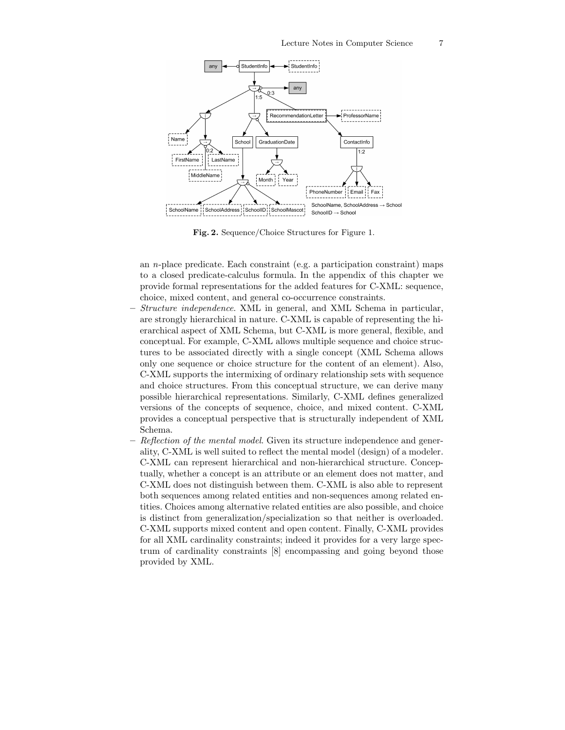any
StudentInfo
StudentInfo
any
0:3
1:5
RecommendationLetter
ProfessorName
Name
School
GraduationDate
ContactInfo
0:2
1:2
FirstName
LastName
MiddleName
Month
Year
PhoneNumber
Email
Fax
SchoolName
SchoolAddress
SchoolID
SchoolMascot
SchoolName, SchoolAddress → School
SchoolID → School

**Fig. 2.** Sequence/Choice Structures for Figure 1.

an $n$-place predicate. Each constraint (e.g. a participation constraint) maps to a closed predicate-calculus formula. In the appendix of this chapter we provide formal representations for the added features for C-XML: sequence, choice, mixed content, and general co-occurrence constraints.

- *Structure independence*. XML in general, and XML Schema in particular, are strongly hierarchical in nature. C-XML is capable of representing the hierarchical aspect of XML Schema, but C-XML is more general, flexible, and conceptual. For example, C-XML allows multiple sequence and choice structures to be associated directly with a single concept (XML Schema allows only one sequence or choice structure for the content of an element). Also, C-XML supports the intermixing of ordinary relationship sets with sequence and choice structures. From this conceptual structure, we can derive many possible hierarchical representations. Similarly, C-XML defines generalized versions of the concepts of sequence, choice, and mixed content. C-XML provides a conceptual perspective that is structurally independent of XML Schema.
- *Reflection of the mental model*. Given its structure independence and generality, C-XML is well suited to reflect the mental model (design) of a modeler. C-XML can represent hierarchical and non-hierarchical structure. Conceptually, whether a concept is an attribute or an element does not matter, and C-XML does not distinguish between them. C-XML is also able to represent both sequences among related entities and non-sequences among related entities. Choices among alternative related entities are also possible, and choice is distinct from generalization/specialization so that neither is overloaded. C-XML supports mixed content and open content. Finally, C-XML provides for all XML cardinality constraints; indeed it provides for a very large spectrum of cardinality constraints [8] encompassing and going beyond those provided by XML.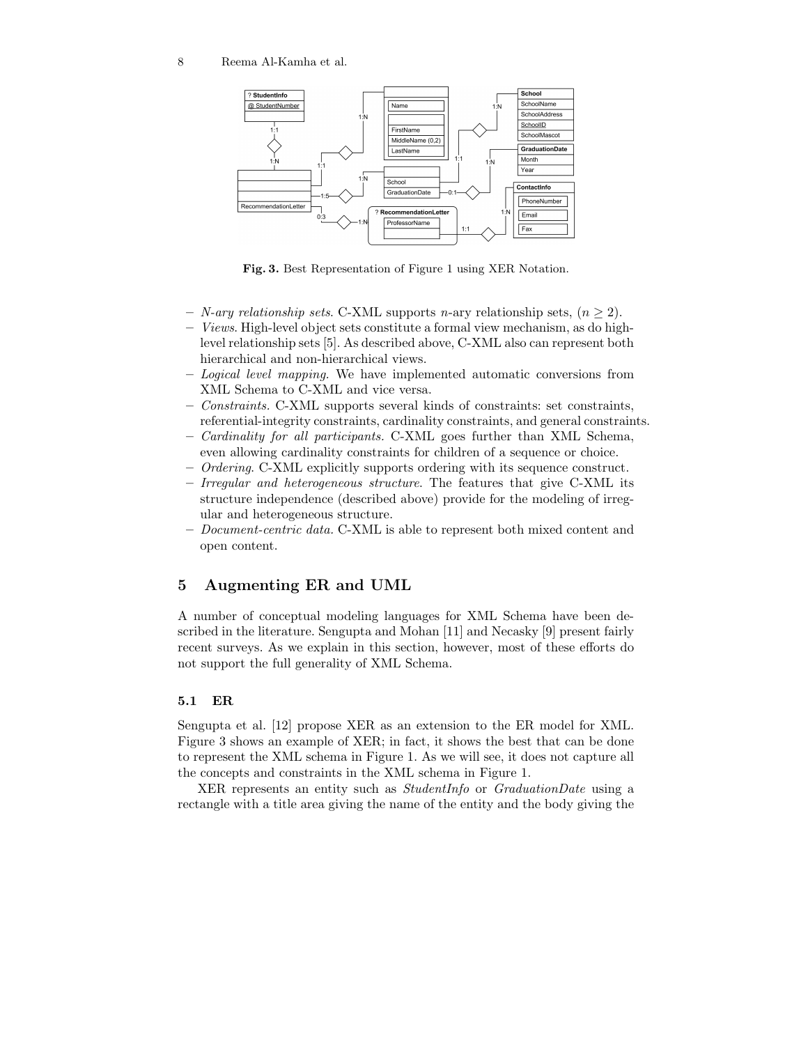**Fig. 3.** Best Representation of Figure 1 using XER Notation.

- *N-ary relationship sets.* C-XML supports $n$-ary relationship sets, $(n \geq 2)$.
- *Views.* High-level object sets constitute a formal view mechanism, as do high-level relationship sets [5]. As described above, C-XML also can represent both hierarchical and non-hierarchical views.
- *Logical level mapping.* We have implemented automatic conversions from XML Schema to C-XML and vice versa.
- *Constraints.* C-XML supports several kinds of constraints: set constraints, referential-integrity constraints, cardinality constraints, and general constraints.
- *Cardinality for all participants.* C-XML goes further than XML Schema, even allowing cardinality constraints for children of a sequence or choice.
- *Ordering.* C-XML explicitly supports ordering with its sequence construct.
- *Irregular and heterogeneous structure.* The features that give C-XML its structure independence (described above) provide for the modeling of irregular and heterogeneous structure.
- *Document-centric data.* C-XML is able to represent both mixed content and open content.

## 5 Augmenting ER and UML

A number of conceptual modeling languages for XML Schema have been described in the literature. Sengupta and Mohan [11] and Necasky [9] present fairly recent surveys. As we explain in this section, however, most of these efforts do not support the full generality of XML Schema.

### 5.1 ER

Sengupta et al. [12] propose XER as an extension to the ER model for XML. Figure 3 shows an example of XER; in fact, it shows the best that can be done to represent the XML schema in Figure 1. As we will see, it does not capture all the concepts and constraints in the XML schema in Figure 1.

XER represents an entity such as *StudentInfo* or *GraduationDate* using a rectangle with a title area giving the name of the entity and the body giving the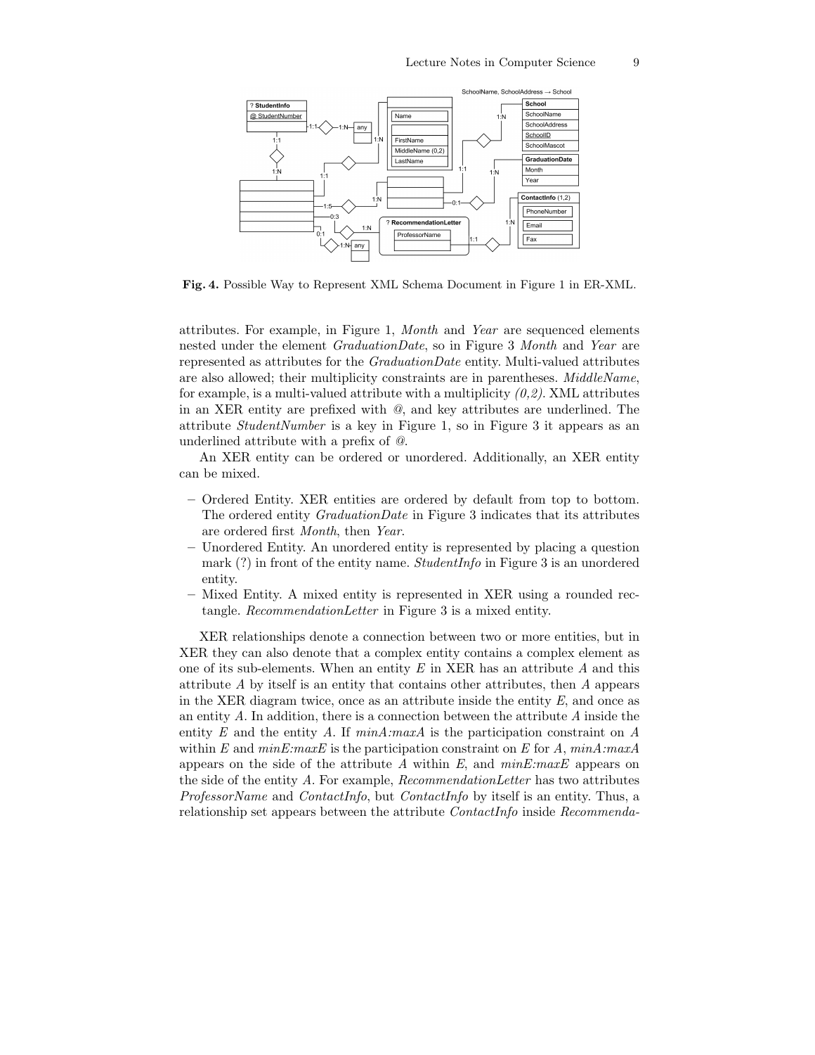**Fig. 4.** Possible Way to Represent XML Schema Document in Figure 1 in ER-XML.

attributes. For example, in Figure 1, *Month* and *Year* are sequenced elements nested under the element *GraduationDate*, so in Figure 3 *Month* and *Year* are represented as attributes for the *GraduationDate* entity. Multi-valued attributes are also allowed; their multiplicity constraints are in parentheses. *MiddleName*, for example, is a multi-valued attribute with a multiplicity *(0,2)*. XML attributes in an XER entity are prefixed with @, and key attributes are underlined. The attribute *StudentNumber* is a key in Figure 1, so in Figure 3 it appears as an underlined attribute with a prefix of @.

An XER entity can be ordered or unordered. Additionally, an XER entity can be mixed.

- Ordered Entity. XER entities are ordered by default from top to bottom. The ordered entity *GraduationDate* in Figure 3 indicates that its attributes are ordered first *Month*, then *Year*.
- Unordered Entity. An unordered entity is represented by placing a question mark (?) in front of the entity name. *StudentInfo* in Figure 3 is an unordered entity.
- Mixed Entity. A mixed entity is represented in XER using a rounded rectangle. *RecommendationLetter* in Figure 3 is a mixed entity.

XER relationships denote a connection between two or more entities, but in XER they can also denote that a complex entity contains a complex element as one of its sub-elements. When an entity $E$ in XER has an attribute $A$ and this attribute $A$ by itself is an entity that contains other attributes, then $A$ appears in the XER diagram twice, once as an attribute inside the entity $E$, and once as an entity $A$. In addition, there is a connection between the attribute $A$ inside the entity $E$ and the entity $A$. If $minA{:}maxA$ is the participation constraint on $A$ within $E$ and $minE{:}maxE$ is the participation constraint on $E$ for $A$, $minA{:}maxA$ appears on the side of the attribute $A$ within $E$, and $minE{:}maxE$ appears on the side of the entity $A$. For example, *RecommendationLetter* has two attributes *ProfessorName* and *ContactInfo*, but *ContactInfo* by itself is an entity. Thus, a relationship set appears between the attribute *ContactInfo* inside *Recommenda-*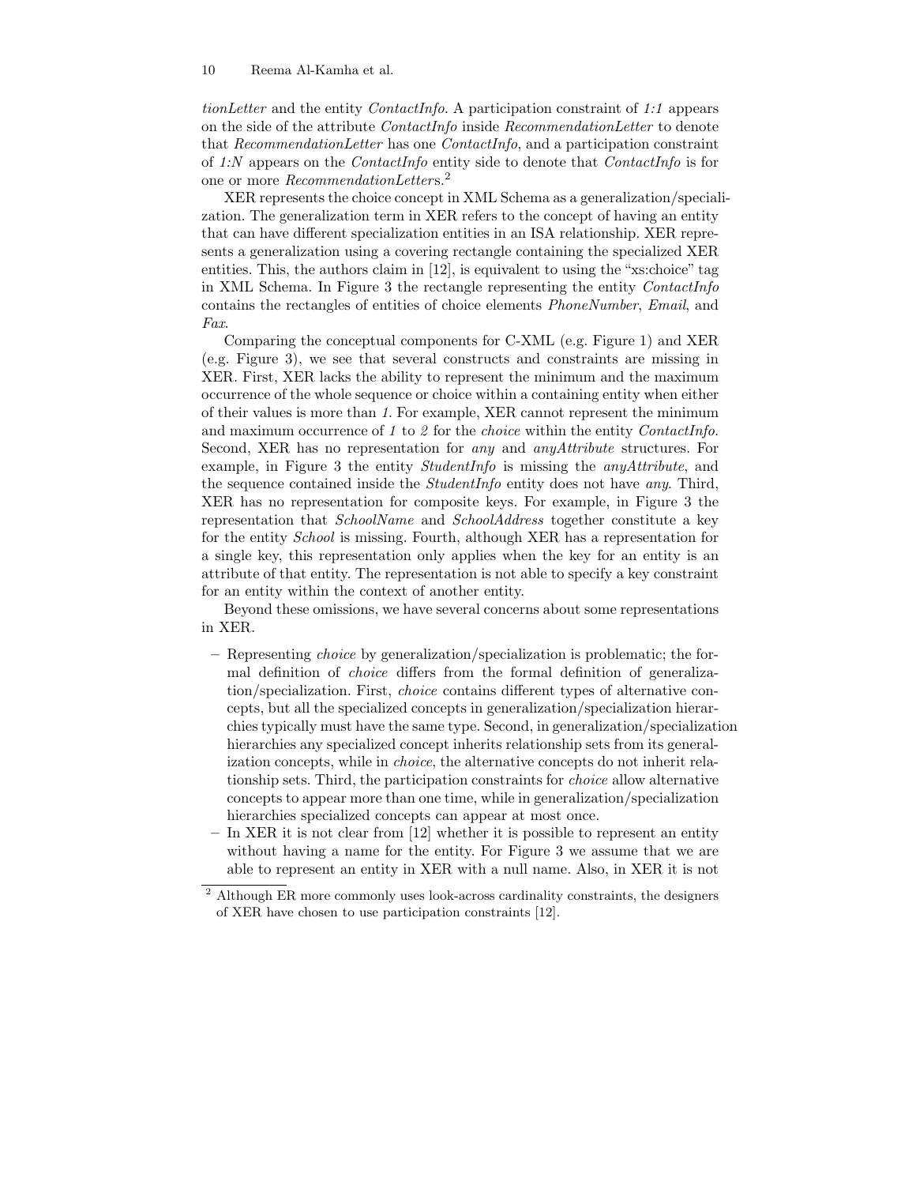*tionLetter* and the entity *ContactInfo*. A participation constraint of *1:1* appears on the side of the attribute *ContactInfo* inside *RecommendationLetter* to denote that *RecommendationLetter* has one *ContactInfo*, and a participation constraint of *1:N* appears on the *ContactInfo* entity side to denote that *ContactInfo* is for one or more *RecommendationLetter*s.[2]

XER represents the choice concept in XML Schema as a generalization/specialization. The generalization term in XER refers to the concept of having an entity that can have different specialization entities in an ISA relationship. XER represents a generalization using a covering rectangle containing the specialized XER entities. This, the authors claim in [12], is equivalent to using the "xs:choice" tag in XML Schema. In Figure 3 the rectangle representing the entity *ContactInfo* contains the rectangles of entities of choice elements *PhoneNumber*, *Email*, and *Fax*.

Comparing the conceptual components for C-XML (e.g. Figure 1) and XER (e.g. Figure 3), we see that several constructs and constraints are missing in XER. First, XER lacks the ability to represent the minimum and the maximum occurrence of the whole sequence or choice within a containing entity when either of their values is more than *1*. For example, XER cannot represent the minimum and maximum occurrence of *1* to *2* for the *choice* within the entity *ContactInfo*. Second, XER has no representation for *any* and *anyAttribute* structures. For example, in Figure 3 the entity *StudentInfo* is missing the *anyAttribute*, and the sequence contained inside the *StudentInfo* entity does not have *any*. Third, XER has no representation for composite keys. For example, in Figure 3 the representation that *SchoolName* and *SchoolAddress* together constitute a key for the entity *School* is missing. Fourth, although XER has a representation for a single key, this representation only applies when the key for an entity is an attribute of that entity. The representation is not able to specify a key constraint for an entity within the context of another entity.

Beyond these omissions, we have several concerns about some representations in XER.

- Representing *choice* by generalization/specialization is problematic; the formal definition of *choice* differs from the formal definition of generalization/specialization. First, *choice* contains different types of alternative concepts, but all the specialized concepts in generalization/specialization hierarchies typically must have the same type. Second, in generalization/specialization hierarchies any specialized concept inherits relationship sets from its generalization concepts, while in *choice*, the alternative concepts do not inherit relationship sets. Third, the participation constraints for *choice* allow alternative concepts to appear more than one time, while in generalization/specialization hierarchies specialized concepts can appear at most once.
- In XER it is not clear from [12] whether it is possible to represent an entity without having a name for the entity. For Figure 3 we assume that we are able to represent an entity in XER with a null name. Also, in XER it is not

[2] Although ER more commonly uses look-across cardinality constraints, the designers of XER have chosen to use participation constraints [12].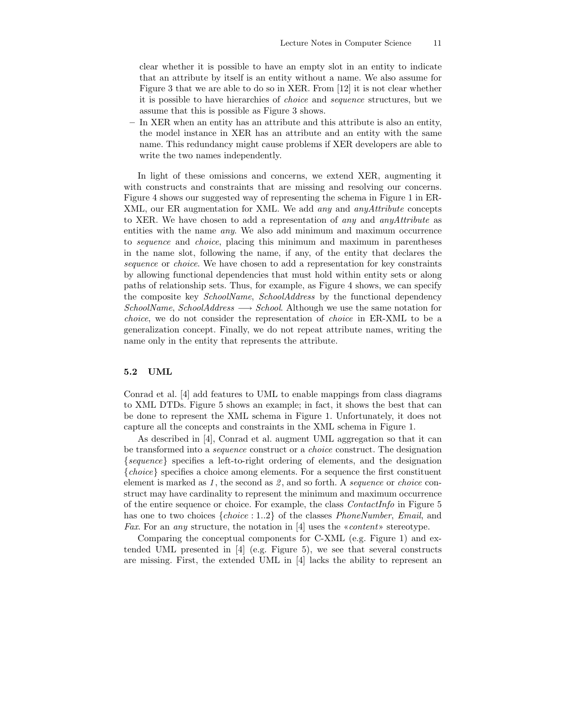clear whether it is possible to have an empty slot in an entity to indicate that an attribute by itself is an entity without a name. We also assume for Figure 3 that we are able to do so in XER. From [12] it is not clear whether it is possible to have hierarchies of *choice* and *sequence* structures, but we assume that this is possible as Figure 3 shows.

– In XER when an entity has an attribute and this attribute is also an entity, the model instance in XER has an attribute and an entity with the same name. This redundancy might cause problems if XER developers are able to write the two names independently.

In light of these omissions and concerns, we extend XER, augmenting it with constructs and constraints that are missing and resolving our concerns. Figure 4 shows our suggested way of representing the schema in Figure 1 in ER-XML, our ER augmentation for XML. We add *any* and *anyAttribute* concepts to XER. We have chosen to add a representation of *any* and *anyAttribute* as entities with the name *any*. We also add minimum and maximum occurrence to *sequence* and *choice*, placing this minimum and maximum in parentheses in the name slot, following the name, if any, of the entity that declares the *sequence* or *choice*. We have chosen to add a representation for key constraints by allowing functional dependencies that must hold within entity sets or along paths of relationship sets. Thus, for example, as Figure 4 shows, we can specify the composite key *SchoolName*, *SchoolAddress* by the functional dependency *SchoolName*, *SchoolAddress* $\longrightarrow$ *School*. Although we use the same notation for *choice*, we do not consider the representation of *choice* in ER-XML to be a generalization concept. Finally, we do not repeat attribute names, writing the name only in the entity that represents the attribute.

### 5.2 UML

Conrad et al. [4] add features to UML to enable mappings from class diagrams to XML DTDs. Figure 5 shows an example; in fact, it shows the best that can be done to represent the XML schema in Figure 1. Unfortunately, it does not capture all the concepts and constraints in the XML schema in Figure 1.

As described in [4], Conrad et al. augment UML aggregation so that it can be transformed into a *sequence* construct or a *choice* construct. The designation {*sequence*} specifies a left-to-right ordering of elements, and the designation {*choice*} specifies a choice among elements. For a sequence the first constituent element is marked as *1*, the second as *2*, and so forth. A *sequence* or *choice* construct may have cardinality to represent the minimum and maximum occurrence of the entire sequence or choice. For example, the class *ContactInfo* in Figure 5 has one to two choices {*choice* : 1..2} of the classes *PhoneNumber*, *Email*, and *Fax*. For an *any* structure, the notation in [4] uses the «*content*» stereotype.

Comparing the conceptual components for C-XML (e.g. Figure 1) and extended UML presented in [4] (e.g. Figure 5), we see that several constructs are missing. First, the extended UML in [4] lacks the ability to represent an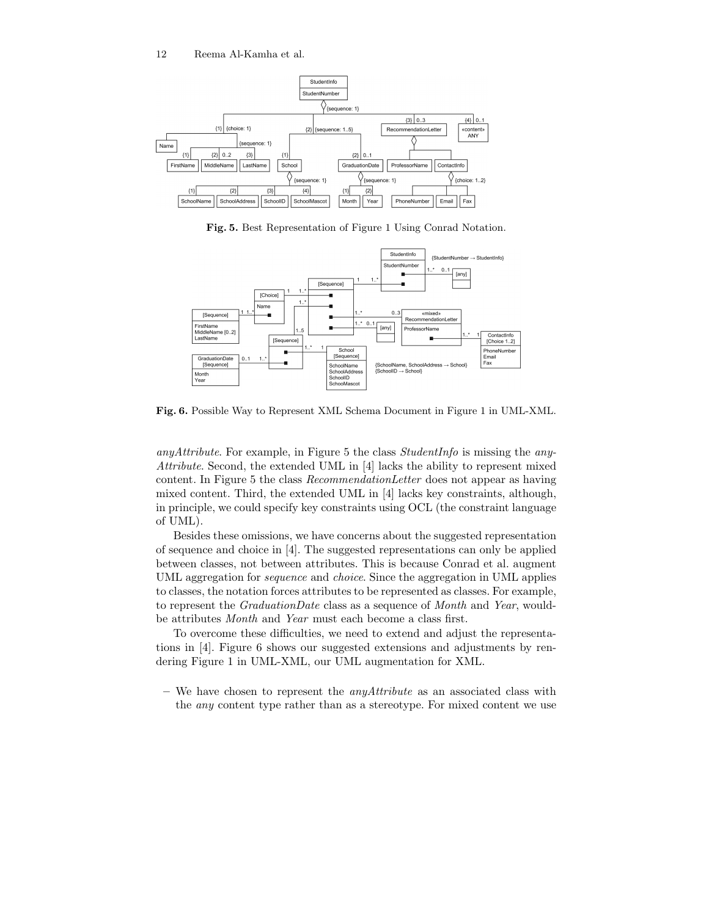**Fig. 5.** Best Representation of Figure 1 Using Conrad Notation.

**Fig. 6.** Possible Way to Represent XML Schema Document in Figure 1 in UML-XML.

*anyAttribute*. For example, in Figure 5 the class *StudentInfo* is missing the *anyAttribute*. Second, the extended UML in [4] lacks the ability to represent mixed content. In Figure 5 the class *RecommendationLetter* does not appear as having mixed content. Third, the extended UML in [4] lacks key constraints, although, in principle, we could specify key constraints using OCL (the constraint language of UML).

Besides these omissions, we have concerns about the suggested representation of sequence and choice in [4]. The suggested representations can only be applied between classes, not between attributes. This is because Conrad et al. augment UML aggregation for *sequence* and *choice*. Since the aggregation in UML applies to classes, the notation forces attributes to be represented as classes. For example, to represent the *GraduationDate* class as a sequence of *Month* and *Year*, would-be attributes *Month* and *Year* must each become a class first.

To overcome these difficulties, we need to extend and adjust the representations in [4]. Figure 6 shows our suggested extensions and adjustments by rendering Figure 1 in UML-XML, our UML augmentation for XML.

– We have chosen to represent the *anyAttribute* as an associated class with the *any* content type rather than as a stereotype. For mixed content we use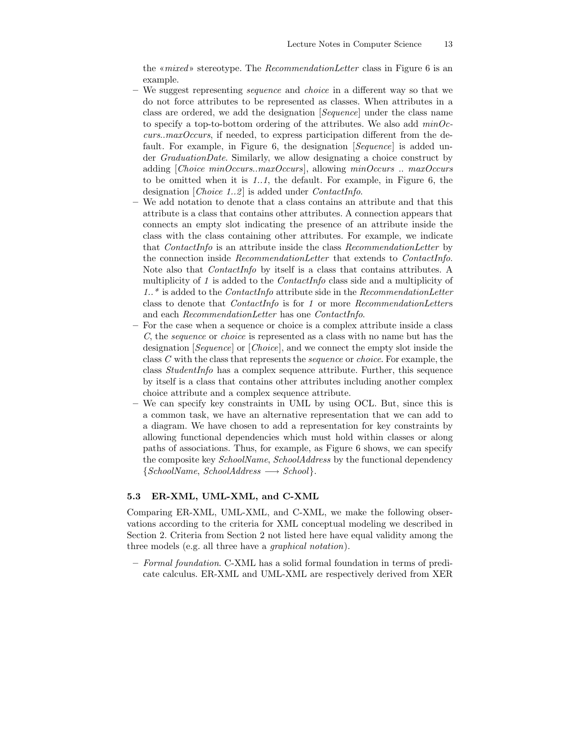the «*mixed*» stereotype. The *RecommendationLetter* class in Figure 6 is an example.

- We suggest representing *sequence* and *choice* in a different way so that we do not force attributes to be represented as classes. When attributes in a class are ordered, we add the designation [*Sequence*] under the class name to specify a top-to-bottom ordering of the attributes. We also add *minOccurs..maxOccurs*, if needed, to express participation different from the default. For example, in Figure 6, the designation [*Sequence*] is added under *GraduationDate*. Similarly, we allow designating a choice construct by adding [*Choice minOccurs..maxOccurs*], allowing *minOccurs .. maxOccurs* to be omitted when it is *1..1*, the default. For example, in Figure 6, the designation [*Choice 1..2*] is added under *ContactInfo*.
- We add notation to denote that a class contains an attribute and that this attribute is a class that contains other attributes. A connection appears that connects an empty slot indicating the presence of an attribute inside the class with the class containing other attributes. For example, we indicate that *ContactInfo* is an attribute inside the class *RecommendationLetter* by the connection inside *RecommendationLetter* that extends to *ContactInfo*. Note also that *ContactInfo* by itself is a class that contains attributes. A multiplicity of *1* is added to the *ContactInfo* class side and a multiplicity of *1..\** is added to the *ContactInfo* attribute side in the *RecommendationLetter* class to denote that *ContactInfo* is for *1* or more *RecommendationLetter*s and each *RecommendationLetter* has one *ContactInfo*.
- For the case when a sequence or choice is a complex attribute inside a class *C*, the *sequence* or *choice* is represented as a class with no name but has the designation [*Sequence*] or [*Choice*], and we connect the empty slot inside the class *C* with the class that represents the *sequence* or *choice*. For example, the class *StudentInfo* has a complex sequence attribute. Further, this sequence by itself is a class that contains other attributes including another complex choice attribute and a complex sequence attribute.
- We can specify key constraints in UML by using OCL. But, since this is a common task, we have an alternative representation that we can add to a diagram. We have chosen to add a representation for key constraints by allowing functional dependencies which must hold within classes or along paths of associations. Thus, for example, as Figure 6 shows, we can specify the composite key *SchoolName*, *SchoolAddress* by the functional dependency $\{SchoolName,\ SchoolAddress \longrightarrow School\}$.

### 5.3 ER-XML, UML-XML, and C-XML

Comparing ER-XML, UML-XML, and C-XML, we make the following observations according to the criteria for XML conceptual modeling we described in Section 2. Criteria from Section 2 not listed here have equal validity among the three models (e.g. all three have a *graphical notation*).

- *Formal foundation*. C-XML has a solid formal foundation in terms of predicate calculus. ER-XML and UML-XML are respectively derived from XER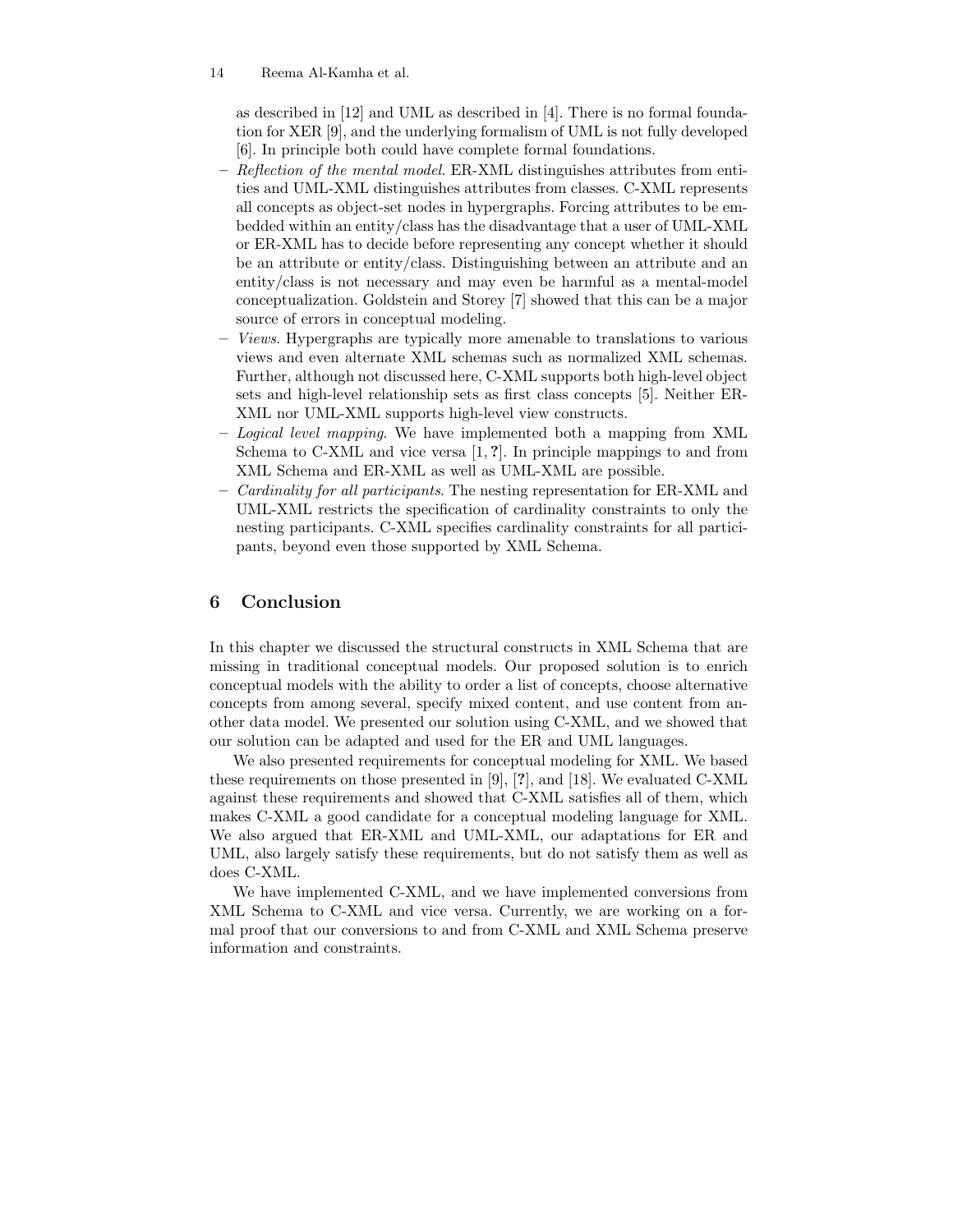as described in [12] and UML as described in [4]. There is no formal foundation for XER [9], and the underlying formalism of UML is not fully developed [6]. In principle both could have complete formal foundations.

- *Reflection of the mental model*. ER-XML distinguishes attributes from entities and UML-XML distinguishes attributes from classes. C-XML represents all concepts as object-set nodes in hypergraphs. Forcing attributes to be embedded within an entity/class has the disadvantage that a user of UML-XML or ER-XML has to decide before representing any concept whether it should be an attribute or entity/class. Distinguishing between an attribute and an entity/class is not necessary and may even be harmful as a mental-model conceptualization. Goldstein and Storey [7] showed that this can be a major source of errors in conceptual modeling.
- *Views*. Hypergraphs are typically more amenable to translations to various views and even alternate XML schemas such as normalized XML schemas. Further, although not discussed here, C-XML supports both high-level object sets and high-level relationship sets as first class concepts [5]. Neither ER-XML nor UML-XML supports high-level view constructs.
- *Logical level mapping*. We have implemented both a mapping from XML Schema to C-XML and vice versa [1, **?**]. In principle mappings to and from XML Schema and ER-XML as well as UML-XML are possible.
- *Cardinality for all participants*. The nesting representation for ER-XML and UML-XML restricts the specification of cardinality constraints to only the nesting participants. C-XML specifies cardinality constraints for all participants, beyond even those supported by XML Schema.

## 6 Conclusion

In this chapter we discussed the structural constructs in XML Schema that are missing in traditional conceptual models. Our proposed solution is to enrich conceptual models with the ability to order a list of concepts, choose alternative concepts from among several, specify mixed content, and use content from another data model. We presented our solution using C-XML, and we showed that our solution can be adapted and used for the ER and UML languages.

We also presented requirements for conceptual modeling for XML. We based these requirements on those presented in [9], [**?**], and [18]. We evaluated C-XML against these requirements and showed that C-XML satisfies all of them, which makes C-XML a good candidate for a conceptual modeling language for XML. We also argued that ER-XML and UML-XML, our adaptations for ER and UML, also largely satisfy these requirements, but do not satisfy them as well as does C-XML.

We have implemented C-XML, and we have implemented conversions from XML Schema to C-XML and vice versa. Currently, we are working on a formal proof that our conversions to and from C-XML and XML Schema preserve information and constraints.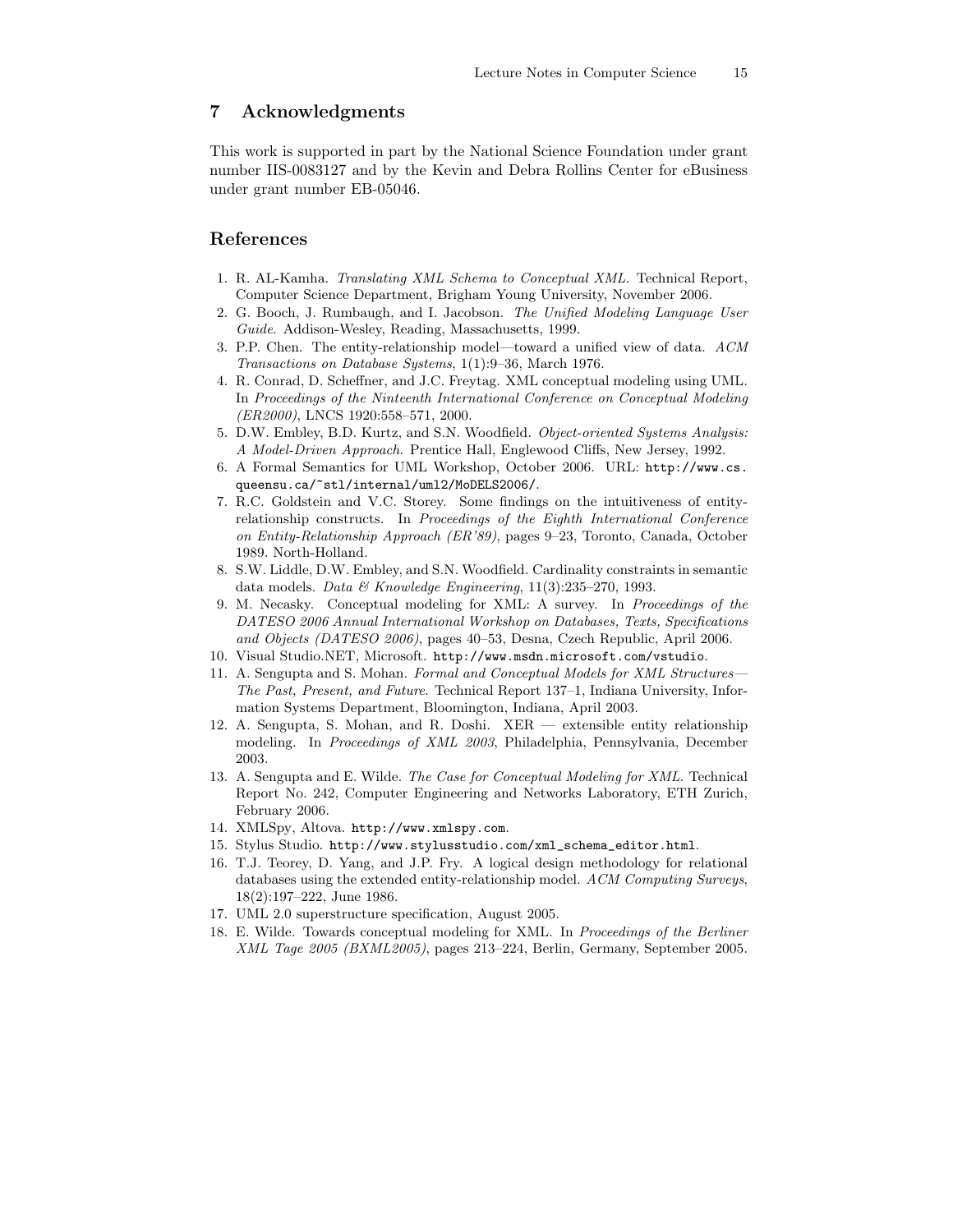## 7 Acknowledgments

This work is supported in part by the National Science Foundation under grant number IIS-0083127 and by the Kevin and Debra Rollins Center for eBusiness under grant number EB-05046.

## References

1. R. AL-Kamha. *Translating XML Schema to Conceptual XML*. Technical Report, Computer Science Department, Brigham Young University, November 2006.
2. G. Booch, J. Rumbaugh, and I. Jacobson. *The Unified Modeling Language User Guide*. Addison-Wesley, Reading, Massachusetts, 1999.
3. P.P. Chen. The entity-relationship model—toward a unified view of data. *ACM Transactions on Database Systems*, 1(1):9–36, March 1976.
4. R. Conrad, D. Scheffner, and J.C. Freytag. XML conceptual modeling using UML. In *Proceedings of the Ninteenth International Conference on Conceptual Modeling (ER2000)*, LNCS 1920:558–571, 2000.
5. D.W. Embley, B.D. Kurtz, and S.N. Woodfield. *Object-oriented Systems Analysis: A Model-Driven Approach*. Prentice Hall, Englewood Cliffs, New Jersey, 1992.
6. A Formal Semantics for UML Workshop, October 2006. URL: `http://www.cs.queensu.ca/~stl/internal/uml2/MoDELS2006/`.
7. R.C. Goldstein and V.C. Storey. Some findings on the intuitiveness of entity-relationship constructs. In *Proceedings of the Eighth International Conference on Entity-Relationship Approach (ER'89)*, pages 9–23, Toronto, Canada, October 1989. North-Holland.
8. S.W. Liddle, D.W. Embley, and S.N. Woodfield. Cardinality constraints in semantic data models. *Data & Knowledge Engineering*, 11(3):235–270, 1993.
9. M. Necasky. Conceptual modeling for XML: A survey. In *Proceedings of the DATESO 2006 Annual International Workshop on Databases, Texts, Specifications and Objects (DATESO 2006)*, pages 40–53, Desna, Czech Republic, April 2006.
10. Visual Studio.NET, Microsoft. `http://www.msdn.microsoft.com/vstudio`.
11. A. Sengupta and S. Mohan. *Formal and Conceptual Models for XML Structures—The Past, Present, and Future*. Technical Report 137–1, Indiana University, Information Systems Department, Bloomington, Indiana, April 2003.
12. A. Sengupta, S. Mohan, and R. Doshi. XER — extensible entity relationship modeling. In *Proceedings of XML 2003*, Philadelphia, Pennsylvania, December 2003.
13. A. Sengupta and E. Wilde. *The Case for Conceptual Modeling for XML*. Technical Report No. 242, Computer Engineering and Networks Laboratory, ETH Zurich, February 2006.
14. XMLSpy, Altova. `http://www.xmlspy.com`.
15. Stylus Studio. `http://www.stylusstudio.com/xml_schema_editor.html`.
16. T.J. Teorey, D. Yang, and J.P. Fry. A logical design methodology for relational databases using the extended entity-relationship model. *ACM Computing Surveys*, 18(2):197–222, June 1986.
17. UML 2.0 superstructure specification, August 2005.
18. E. Wilde. Towards conceptual modeling for XML. In *Proceedings of the Berliner XML Tage 2005 (BXML2005)*, pages 213–224, Berlin, Germany, September 2005.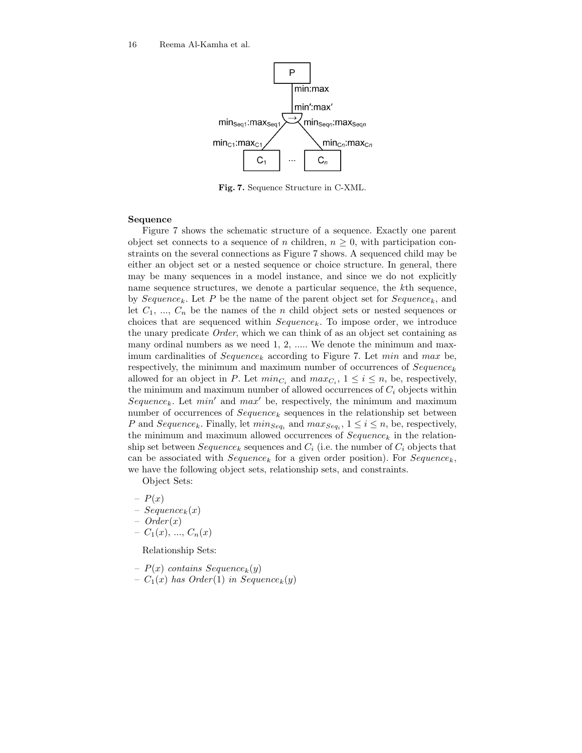Fig. 7. Sequence Structure in C-XML.

**Sequence**

Figure 7 shows the schematic structure of a sequence. Exactly one parent object set connects to a sequence of $n$ children, $n \geq 0$, with participation constraints on the several connections as Figure 7 shows. A sequenced child may be either an object set or a nested sequence or choice structure. In general, there may be many sequences in a model instance, and since we do not explicitly name sequence structures, we denote a particular sequence, the $k$th sequence, by $Sequence_k$. Let $P$ be the name of the parent object set for $Sequence_k$, and let $C_1$, ..., $C_n$ be the names of the $n$ child object sets or nested sequences or choices that are sequenced within $Sequence_k$. To impose order, we introduce the unary predicate *Order*, which we can think of as an object set containing as many ordinal numbers as we need 1, 2, ..... We denote the minimum and maximum cardinalities of $Sequence_k$ according to Figure 7. Let $min$ and $max$ be, respectively, the minimum and maximum number of occurrences of $Sequence_k$ allowed for an object in $P$. Let $min_{C_i}$ and $max_{C_i}$, $1 \leq i \leq n$, be, respectively, the minimum and maximum number of allowed occurrences of $C_i$ objects within $Sequence_k$. Let $min'$ and $max'$ be, respectively, the minimum and maximum number of occurrences of $Sequence_k$ sequences in the relationship set between $P$ and $Sequence_k$. Finally, let $min_{Seq_i}$ and $max_{Seq_i}$, $1 \leq i \leq n$, be, respectively, the minimum and maximum allowed occurrences of $Sequence_k$ in the relationship set between $Sequence_k$ sequences and $C_i$ (i.e. the number of $C_i$ objects that can be associated with $Sequence_k$ for a given order position). For $Sequence_k$, we have the following object sets, relationship sets, and constraints.

Object Sets:

- $P(x)$
- $Sequence_k(x)$
- $Order(x)$
- $C_1(x)$, ..., $C_n(x)$

Relationship Sets:

- $P(x)$ *contains* $Sequence_k(y)$
- $C_1(x)$ *has* $Order(1)$ *in* $Sequence_k(y)$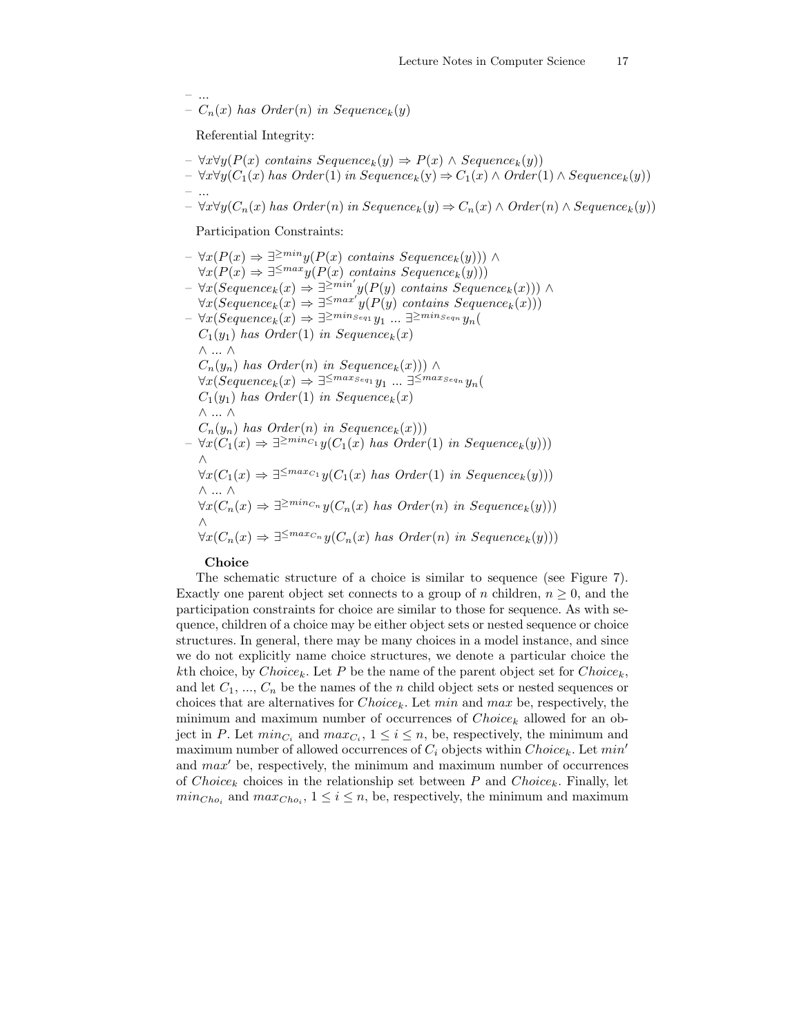- ...
- $C_n(x)$ *has Order*$(n)$ *in Sequence*$_k(y)$

Referential Integrity:

- $\forall x \forall y(P(x)$ *contains Sequence*$_k(y) \Rightarrow P(x) \wedge Sequence_k(y))$
- $\forall x \forall y(C_1(x)$ *has Order*$(1)$ *in Sequence*$_k$(y) $\Rightarrow C_1(x) \wedge Order(1) \wedge Sequence_k(y))$
- ...
- $\forall x \forall y(C_n(x)$ *has Order*$(n)$ *in Sequence*$_k(y) \Rightarrow C_n(x) \wedge Order(n) \wedge Sequence_k(y))$

Participation Constraints:

- $\forall x(P(x) \Rightarrow \exists^{\geq min} y(P(x)$ *contains Sequence*$_k(y))) \wedge$
  $\forall x(P(x) \Rightarrow \exists^{\leq max} y(P(x)$ *contains Sequence*$_k(y)))$
- $\forall x(Sequence_k(x) \Rightarrow \exists^{\geq min'} y(P(y)$ *contains Sequence*$_k(x))) \wedge$
  $\forall x(Sequence_k(x) \Rightarrow \exists^{\leq max'} y(P(y)$ *contains Sequence*$_k(x)))$
- $\forall x(Sequence_k(x) \Rightarrow \exists^{\geq min_{Seq_1}} y_1 \ ... \ \exists^{\geq min_{Seq_n}} y_n($
  $C_1(y_1)$ *has Order*$(1)$ *in Sequence*$_k(x)$
  $\wedge \ ... \ \wedge$
  $C_n(y_n)$ *has Order*$(n)$ *in Sequence*$_k(x))) \wedge$
  $\forall x(Sequence_k(x) \Rightarrow \exists^{\leq max_{Seq_1}} y_1 \ ... \ \exists^{\leq max_{Seq_n}} y_n($
  $C_1(y_1)$ *has Order*$(1)$ *in Sequence*$_k(x)$
  $\wedge \ ... \ \wedge$
  $C_n(y_n)$ *has Order*$(n)$ *in Sequence*$_k(x)))$
- $\forall x(C_1(x) \Rightarrow \exists^{\geq min_{C_1}} y(C_1(x)$ *has Order*$(1)$ *in Sequence*$_k(y)))$
  $\wedge$
  $\forall x(C_1(x) \Rightarrow \exists^{\leq max_{C_1}} y(C_1(x)$ *has Order*$(1)$ *in Sequence*$_k(y)))$
  $\wedge \ ... \ \wedge$
  $\forall x(C_n(x) \Rightarrow \exists^{\geq min_{C_n}} y(C_n(x)$ *has Order*$(n)$ *in Sequence*$_k(y)))$
  $\wedge$
  $\forall x(C_n(x) \Rightarrow \exists^{\leq max_{C_n}} y(C_n(x)$ *has Order*$(n)$ *in Sequence*$_k(y)))$

**Choice**

The schematic structure of a choice is similar to sequence (see Figure 7). Exactly one parent object set connects to a group of $n$ children, $n \geq 0$, and the participation constraints for choice are similar to those for sequence. As with sequence, children of a choice may be either object sets or nested sequence or choice structures. In general, there may be many choices in a model instance, and since we do not explicitly name choice structures, we denote a particular choice the $k$th choice, by $Choice_k$. Let $P$ be the name of the parent object set for $Choice_k$, and let $C_1$, ..., $C_n$ be the names of the $n$ child object sets or nested sequences or choices that are alternatives for $Choice_k$. Let $min$ and $max$ be, respectively, the minimum and maximum number of occurrences of $Choice_k$ allowed for an object in $P$. Let $min_{C_i}$ and $max_{C_i}$, $1 \leq i \leq n$, be, respectively, the minimum and maximum number of allowed occurrences of $C_i$ objects within $Choice_k$. Let $min'$ and $max'$ be, respectively, the minimum and maximum number of occurrences of $Choice_k$ choices in the relationship set between $P$ and $Choice_k$. Finally, let $min_{Cho_i}$ and $max_{Cho_i}$, $1 \leq i \leq n$, be, respectively, the minimum and maximum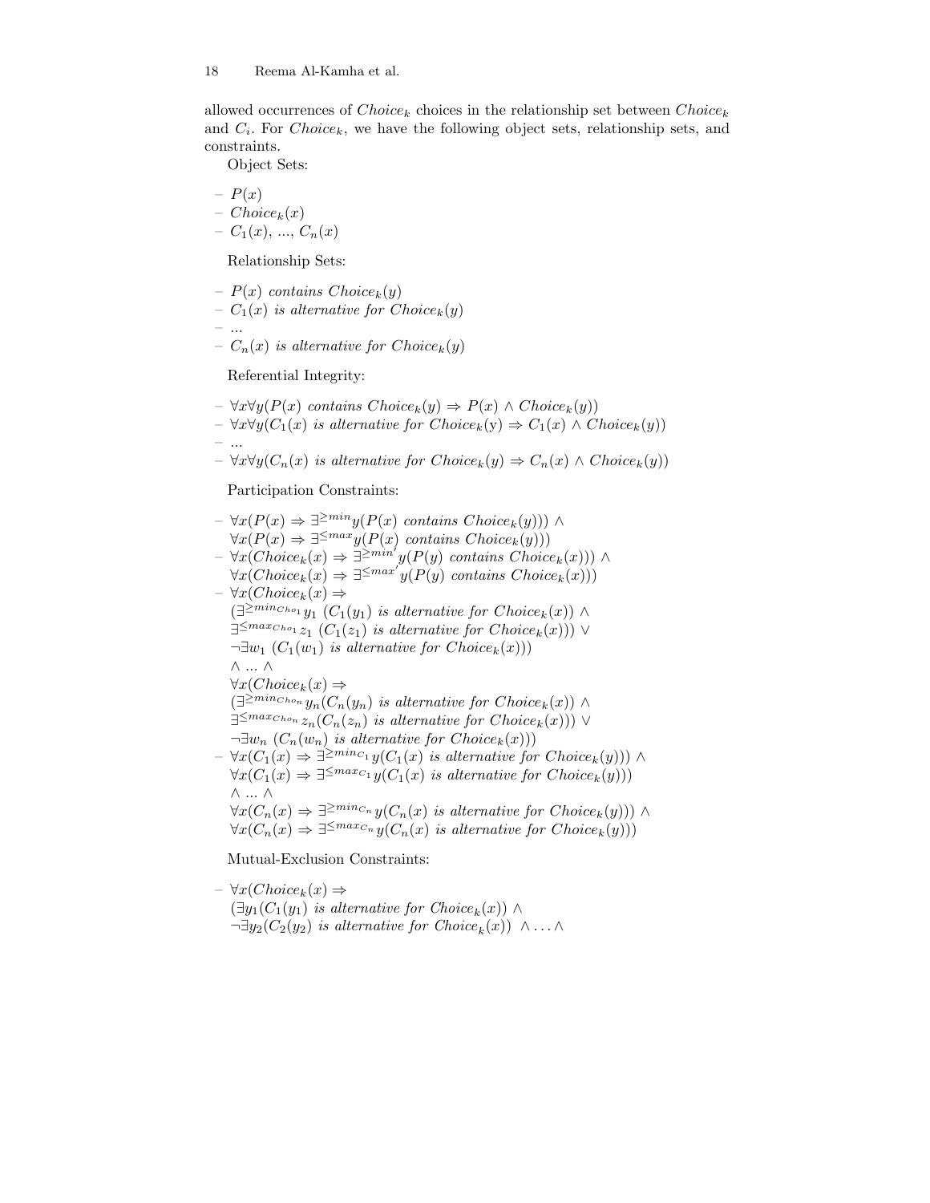allowed occurrences of $Choice_k$ choices in the relationship set between $Choice_k$ and $C_i$. For $Choice_k$, we have the following object sets, relationship sets, and constraints.

Object Sets:

- $P(x)$
- $Choice_k(x)$
- $C_1(x)$, ..., $C_n(x)$

Relationship Sets:

- $P(x)$ *contains* $Choice_k(y)$
- $C_1(x)$ *is alternative for* $Choice_k(y)$
- ...
- $C_n(x)$ *is alternative for* $Choice_k(y)$

Referential Integrity:

- $\forall x \forall y (P(x) \textit{ contains } Choice_k(y) \Rightarrow P(x) \wedge Choice_k(y))$
- $\forall x \forall y (C_1(x) \textit{ is alternative for } Choice_k(\mathrm{y}) \Rightarrow C_1(x) \wedge Choice_k(y))$
- ...
- $\forall x \forall y (C_n(x) \textit{ is alternative for } Choice_k(y) \Rightarrow C_n(x) \wedge Choice_k(y))$

Participation Constraints:

- $\forall x (P(x) \Rightarrow \exists^{\geq min} y (P(x) \textit{ contains } Choice_k(y))) \wedge$
  $\forall x (P(x) \Rightarrow \exists^{\leq max} y (P(x) \textit{ contains } Choice_k(y)))$
- $\forall x (Choice_k(x) \Rightarrow \exists^{\geq min'} y (P(y) \textit{ contains } Choice_k(x))) \wedge$
  $\forall x (Choice_k(x) \Rightarrow \exists^{\leq max'} y (P(y) \textit{ contains } Choice_k(x)))$
- $\forall x (Choice_k(x) \Rightarrow$
  $(\exists^{\geq min_{Cho_1}} y_1 \ (C_1(y_1) \textit{ is alternative for } Choice_k(x)) \wedge$
  $\exists^{\leq max_{Cho_1}} z_1 \ (C_1(z_1) \textit{ is alternative for } Choice_k(x))) \vee$
  $\neg \exists w_1 \ (C_1(w_1) \textit{ is alternative for } Choice_k(x)))$
  $\wedge \ ... \ \wedge$
  $\forall x (Choice_k(x) \Rightarrow$
  $(\exists^{\geq min_{Cho_n}} y_n (C_n(y_n) \textit{ is alternative for } Choice_k(x)) \wedge$
  $\exists^{\leq max_{Cho_n}} z_n (C_n(z_n) \textit{ is alternative for } Choice_k(x))) \vee$
  $\neg \exists w_n \ (C_n(w_n) \textit{ is alternative for } Choice_k(x)))$
- $\forall x (C_1(x) \Rightarrow \exists^{\geq min_{C_1}} y (C_1(x) \textit{ is alternative for } Choice_k(y))) \wedge$
  $\forall x (C_1(x) \Rightarrow \exists^{\leq max_{C_1}} y (C_1(x) \textit{ is alternative for } Choice_k(y)))$
  $\wedge \ ... \ \wedge$
  $\forall x (C_n(x) \Rightarrow \exists^{\geq min_{C_n}} y (C_n(x) \textit{ is alternative for } Choice_k(y))) \wedge$
  $\forall x (C_n(x) \Rightarrow \exists^{\leq max_{C_n}} y (C_n(x) \textit{ is alternative for } Choice_k(y)))$

Mutual-Exclusion Constraints:

- $\forall x (Choice_k(x) \Rightarrow$
  $(\exists y_1 (C_1(y_1) \textit{ is alternative for } Choice_k(x)) \wedge$
  $\neg \exists y_2 (C_2(y_2) \textit{ is alternative for } Choice_k(x)) \ \wedge \ldots \wedge$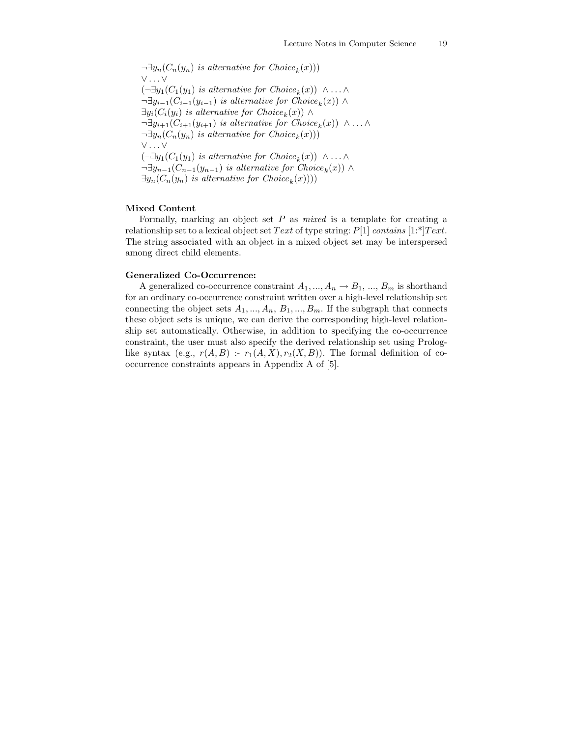$\neg\exists y_n(C_n(y_n)$ *is alternative for* $Choice_k(x)))$
$\vee \ldots \vee$
$(\neg\exists y_1(C_1(y_1)$ *is alternative for* $Choice_k(x)) \wedge \ldots \wedge$
$\neg\exists y_{i-1}(C_{i-1}(y_{i-1})$ *is alternative for* $Choice_k(x)) \wedge$
$\exists y_i(C_i(y_i)$ *is alternative for* $Choice_k(x)) \wedge$
$\neg\exists y_{i+1}(C_{i+1}(y_{i+1})$ *is alternative for* $Choice_k(x)) \wedge \ldots \wedge$
$\neg\exists y_n(C_n(y_n)$ *is alternative for* $Choice_k(x)))$
$\vee \ldots \vee$
$(\neg\exists y_1(C_1(y_1)$ *is alternative for* $Choice_k(x)) \wedge \ldots \wedge$
$\neg\exists y_{n-1}(C_{n-1}(y_{n-1})$ *is alternative for* $Choice_k(x)) \wedge$
$\exists y_n(C_n(y_n)$ *is alternative for* $Choice_k(x))))$

**Mixed Content**

Formally, marking an object set $P$ as *mixed* is a template for creating a relationship set to a lexical object set $Text$ of type string: $P[1]$ *contains* $[1{:}*]Text$. The string associated with an object in a mixed object set may be interspersed among direct child elements.

**Generalized Co-Occurrence:**

A generalized co-occurrence constraint $A_1, ..., A_n \rightarrow B_1, ..., B_m$ is shorthand for an ordinary co-occurrence constraint written over a high-level relationship set connecting the object sets $A_1, ..., A_n, B_1, ..., B_m$. If the subgraph that connects these object sets is unique, we can derive the corresponding high-level relationship set automatically. Otherwise, in addition to specifying the co-occurrence constraint, the user must also specify the derived relationship set using Prolog-like syntax (e.g., $r(A, B)$ :- $r_1(A, X), r_2(X, B)$). The formal definition of co-occurrence constraints appears in Appendix A of [5].